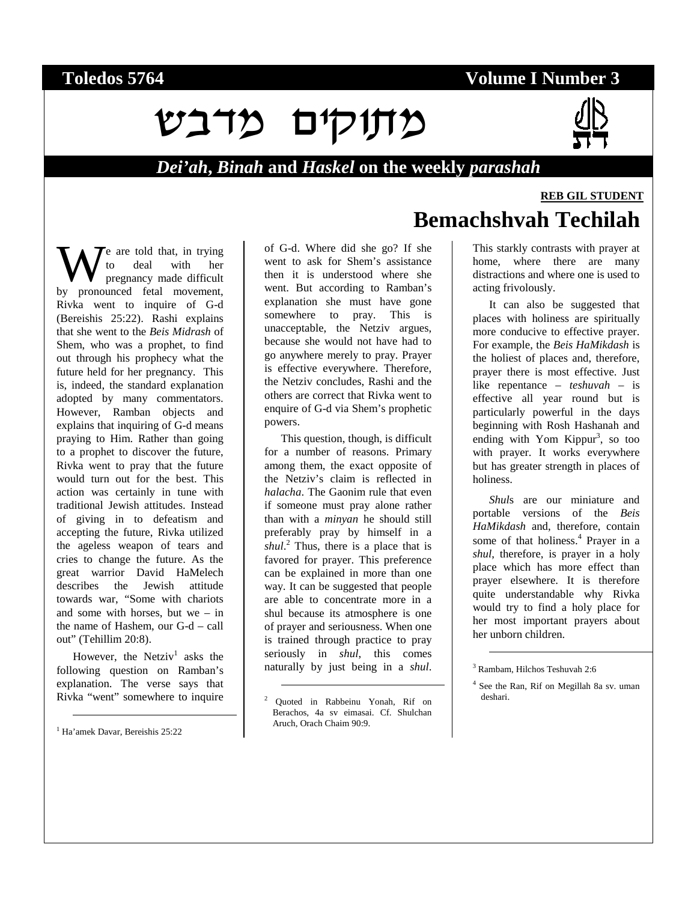**Toledos 5764** **Volume I Number 3**

# מתוקים מדבש

***Dei'ah*, *Binah* and *Haskel* on the weekly *parashah***

**REB GIL STUDENT**

## Bemachshvah Techilah

We are told that, in trying to deal with her pregnancy made difficult by pronounced fetal movement, Rivka went to inquire of G-d (Bereishis 25:22). Rashi explains that she went to the *Beis Midrash* of Shem, who was a prophet, to find out through his prophecy what the future held for her pregnancy. This is, indeed, the standard explanation adopted by many commentators. However, Ramban objects and explains that inquiring of G-d means praying to Him. Rather than going to a prophet to discover the future, Rivka went to pray that the future would turn out for the best. This action was certainly in tune with traditional Jewish attitudes. Instead of giving in to defeatism and accepting the future, Rivka utilized the ageless weapon of tears and cries to change the future. As the great warrior David HaMelech describes the Jewish attitude towards war, "Some with chariots and some with horses, but we – in the name of Hashem, our G-d – call out" (Tehillim 20:8).

However, the Netziv[1] asks the following question on Ramban's explanation. The verse says that Rivka "went" somewhere to inquire of G-d. Where did she go? If she went to ask for Shem's assistance then it is understood where she went. But according to Ramban's explanation she must have gone somewhere to pray. This is unacceptable, the Netziv argues, because she would not have had to go anywhere merely to pray. Prayer is effective everywhere. Therefore, the Netziv concludes, Rashi and the others are correct that Rivka went to enquire of G-d via Shem's prophetic powers.

This question, though, is difficult for a number of reasons. Primary among them, the exact opposite of the Netziv's claim is reflected in *halacha*. The Gaonim rule that even if someone must pray alone rather than with a *minyan* he should still preferably pray by himself in a *shul*.[2] Thus, there is a place that is favored for prayer. This preference can be explained in more than one way. It can be suggested that people are able to concentrate more in a shul because its atmosphere is one of prayer and seriousness. When one is trained through practice to pray seriously in *shul*, this comes naturally by just being in a *shul*. This starkly contrasts with prayer at home, where there are many distractions and where one is used to acting frivolously.

It can also be suggested that places with holiness are spiritually more conducive to effective prayer. For example, the *Beis HaMikdash* is the holiest of places and, therefore, prayer there is most effective. Just like repentance – *teshuvah* – is effective all year round but is particularly powerful in the days beginning with Rosh Hashanah and ending with Yom Kippur[3], so too with prayer. It works everywhere but has greater strength in places of holiness.

*Shul*s are our miniature and portable versions of the *Beis HaMikdash* and, therefore, contain some of that holiness.[4] Prayer in a *shul*, therefore, is prayer in a holy place which has more effect than prayer elsewhere. It is therefore quite understandable why Rivka would try to find a holy place for her most important prayers about her unborn children.

---

[1] Ha'amek Davar, Bereishis 25:22

[2] Quoted in Rabbeinu Yonah, Rif on Berachos, 4a sv eimasai. Cf. Shulchan Aruch, Orach Chaim 90:9.

[3] Rambam, Hilchos Teshuvah 2:6

[4] See the Ran, Rif on Megillah 8a sv. uman deshari.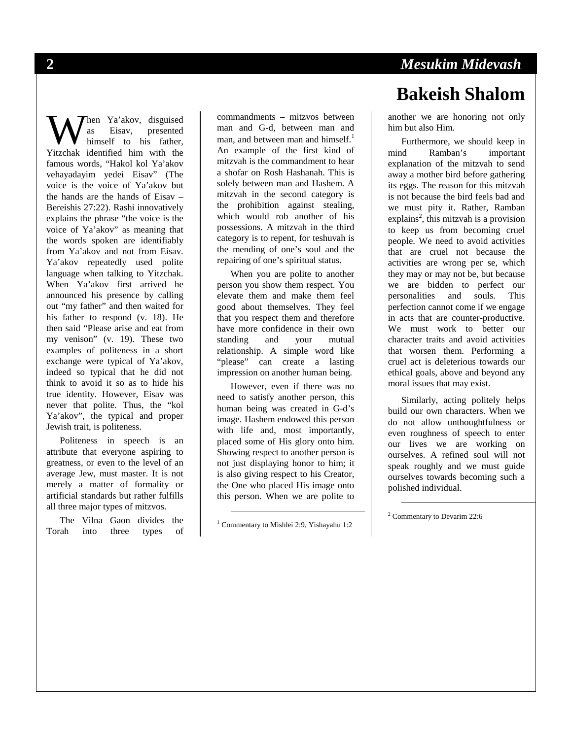# Bakeish Shalom

When Ya'akov, disguised as Eisav, presented himself to his father, Yitzchak identified him with the famous words, "Hakol kol Ya'akov vehayadayim yedei Eisav" (The voice is the voice of Ya'akov but the hands are the hands of Eisav – Bereishis 27:22). Rashi innovatively explains the phrase "the voice is the voice of Ya'akov" as meaning that the words spoken are identifiably from Ya'akov and not from Eisav. Ya'akov repeatedly used polite language when talking to Yitzchak. When Ya'akov first arrived he announced his presence by calling out "my father" and then waited for his father to respond (v. 18). He then said "Please arise and eat from my venison" (v. 19). These two examples of politeness in a short exchange were typical of Ya'akov, indeed so typical that he did not think to avoid it so as to hide his true identity. However, Eisav was never that polite. Thus, the "kol Ya'akov", the typical and proper Jewish trait, is politeness.

Politeness in speech is an attribute that everyone aspiring to greatness, or even to the level of an average Jew, must master. It is not merely a matter of formality or artificial standards but rather fulfills all three major types of mitzvos.

The Vilna Gaon divides the Torah into three types of commandments – mitzvos between man and G-d, between man and man, and between man and himself.[1] An example of the first kind of mitzvah is the commandment to hear a shofar on Rosh Hashanah. This is solely between man and Hashem. A mitzvah in the second category is the prohibition against stealing, which would rob another of his possessions. A mitzvah in the third category is to repent, for teshuvah is the mending of one's soul and the repairing of one's spiritual status.

When you are polite to another person you show them respect. You elevate them and make them feel good about themselves. They feel that you respect them and therefore have more confidence in their own standing and your mutual relationship. A simple word like "please" can create a lasting impression on another human being.

However, even if there was no need to satisfy another person, this human being was created in G-d's image. Hashem endowed this person with life and, most importantly, placed some of His glory onto him. Showing respect to another person is not just displaying honor to him; it is also giving respect to his Creator, the One who placed His image onto this person. When we are polite to another we are honoring not only him but also Him.

Furthermore, we should keep in mind Ramban's important explanation of the mitzvah to send away a mother bird before gathering its eggs. The reason for this mitzvah is not because the bird feels bad and we must pity it. Rather, Ramban explains[2], this mitzvah is a provision to keep us from becoming cruel people. We need to avoid activities that are cruel not because the activities are wrong per se, which they may or may not be, but because we are bidden to perfect our personalities and souls. This perfection cannot come if we engage in acts that are counter-productive. We must work to better our character traits and avoid activities that worsen them. Performing a cruel act is deleterious towards our ethical goals, above and beyond any moral issues that may exist.

Similarly, acting politely helps build our own characters. When we do not allow unthoughtfulness or even roughness of speech to enter our lives we are working on ourselves. A refined soul will not speak roughly and we must guide ourselves towards becoming such a polished individual.

---

[1] Commentary to Mishlei 2:9, Yishayahu 1:2

[2] Commentary to Devarim 22:6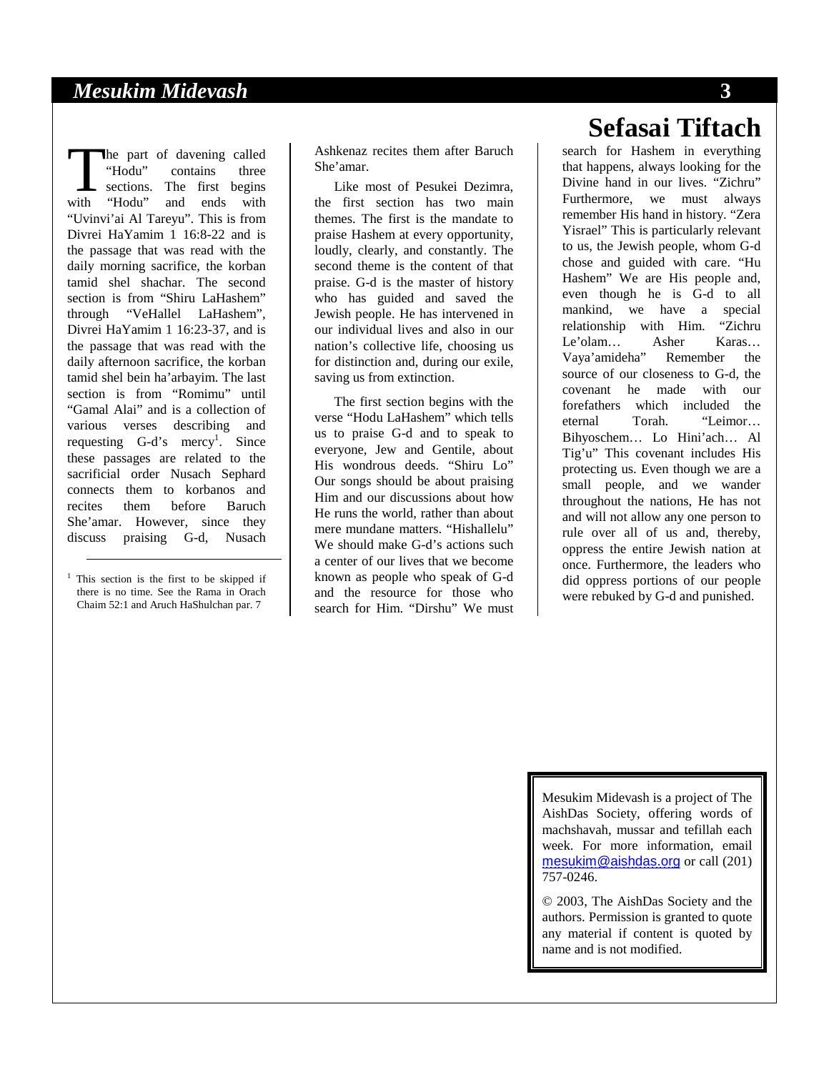# Sefasai Tiftach

The part of davening called "Hodu" contains three sections. The first begins with "Hodu" and ends with "Uvinvi'ai Al Tareyu". This is from Divrei HaYamim 1 16:8-22 and is the passage that was read with the daily morning sacrifice, the korban tamid shel shachar. The second section is from "Shiru LaHashem" through "VeHallel LaHashem", Divrei HaYamim 1 16:23-37, and is the passage that was read with the daily afternoon sacrifice, the korban tamid shel bein ha'arbayim. The last section is from "Romimu" until "Gamal Alai" and is a collection of various verses describing and requesting G-d's mercy[1]. Since these passages are related to the sacrificial order Nusach Sephard connects them to korbanos and recites them before Baruch She'amar. However, since they discuss praising G-d, Nusach Ashkenaz recites them after Baruch She'amar.

Like most of Pesukei Dezimra, the first section has two main themes. The first is the mandate to praise Hashem at every opportunity, loudly, clearly, and constantly. The second theme is the content of that praise. G-d is the master of history who has guided and saved the Jewish people. He has intervened in our individual lives and also in our nation's collective life, choosing us for distinction and, during our exile, saving us from extinction.

The first section begins with the verse "Hodu LaHashem" which tells us to praise G-d and to speak to everyone, Jew and Gentile, about His wondrous deeds. "Shiru Lo" Our songs should be about praising Him and our discussions about how He runs the world, rather than about mere mundane matters. "Hishallelu" We should make G-d's actions such a center of our lives that we become known as people who speak of G-d and the resource for those who search for Him. "Dirshu" We must search for Hashem in everything that happens, always looking for the Divine hand in our lives. "Zichru" Furthermore, we must always remember His hand in history. "Zera Yisrael" This is particularly relevant to us, the Jewish people, whom G-d chose and guided with care. "Hu Hashem" We are His people and, even though he is G-d to all mankind, we have a special relationship with Him. "Zichru Le'olam… Asher Karas… Vaya'amideha" Remember the source of our closeness to G-d, the covenant he made with our forefathers which included the eternal Torah. "Leimor… Bihyoschem… Lo Hini'ach… Al Tig'u" This covenant includes His protecting us. Even though we are a small people, and we wander throughout the nations, He has not and will not allow any one person to rule over all of us and, thereby, oppress the entire Jewish nation at once. Furthermore, the leaders who did oppress portions of our people were rebuked by G-d and punished.

---

[1] This section is the first to be skipped if there is no time. See the Rama in Orach Chaim 52:1 and Aruch HaShulchan par. 7

---

Mesukim Midevash is a project of The AishDas Society, offering words of machshavah, mussar and tefillah each week. For more information, email mesukim@aishdas.org or call (201) 757-0246.

© 2003, The AishDas Society and the authors. Permission is granted to quote any material if content is quoted by name and is not modified.